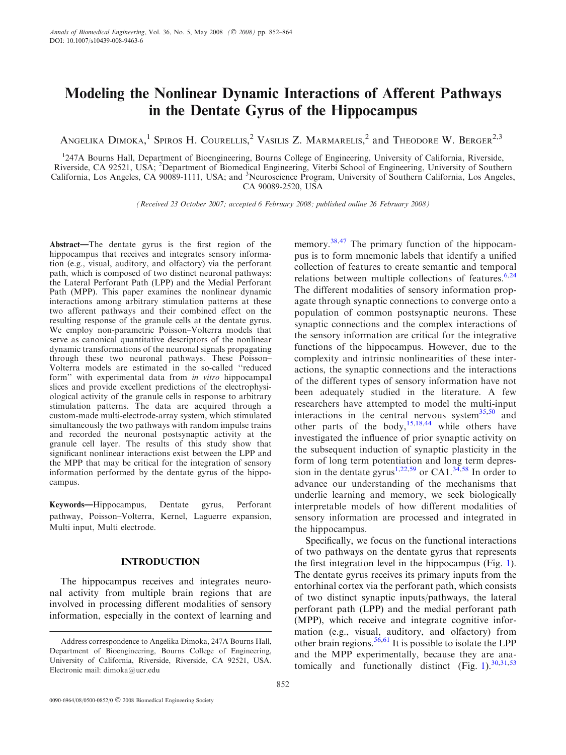# Modeling the Nonlinear Dynamic Interactions of Afferent Pathways in the Dentate Gyrus of the Hippocampus

Angelika Dimoka,[1] Spiros H. Courellis,[2] Vasilis Z. Marmarelis,[2] and Theodore W. Berger[2,3]

[1]247A Bourns Hall, Department of Bioengineering, Bourns College of Engineering, University of California, Riverside, Riverside, CA 92521, USA; [2]Department of Biomedical Engineering, Viterbi School of Engineering, University of Southern California, Los Angeles, CA 90089-1111, USA; and [3]Neuroscience Program, University of Southern California, Los Angeles, CA 90089-2520, USA

(Received 23 October 2007; accepted 6 February 2008; published online 26 February 2008)

**Abstract**—The dentate gyrus is the first region of the hippocampus that receives and integrates sensory information (e.g., visual, auditory, and olfactory) via the perforant path, which is composed of two distinct neuronal pathways: the Lateral Perforant Path (LPP) and the Medial Perforant Path (MPP). This paper examines the nonlinear dynamic interactions among arbitrary stimulation patterns at these two afferent pathways and their combined effect on the resulting response of the granule cells at the dentate gyrus. We employ non-parametric Poisson–Volterra models that serve as canonical quantitative descriptors of the nonlinear dynamic transformations of the neuronal signals propagating through these two neuronal pathways. These Poisson–Volterra models are estimated in the so-called "reduced form" with experimental data from *in vitro* hippocampal slices and provide excellent predictions of the electrophysiological activity of the granule cells in response to arbitrary stimulation patterns. The data are acquired through a custom-made multi-electrode-array system, which stimulated simultaneously the two pathways with random impulse trains and recorded the neuronal postsynaptic activity at the granule cell layer. The results of this study show that significant nonlinear interactions exist between the LPP and the MPP that may be critical for the integration of sensory information performed by the dentate gyrus of the hippocampus.

**Keywords**—Hippocampus, Dentate gyrus, Perforant pathway, Poisson–Volterra, Kernel, Laguerre expansion, Multi input, Multi electrode.

## INTRODUCTION

The hippocampus receives and integrates neuronal activity from multiple brain regions that are involved in processing different modalities of sensory information, especially in the context of learning and memory.[38,47] The primary function of the hippocampus is to form mnemonic labels that identify a unified collection of features to create semantic and temporal relations between multiple collections of features.[6,24] The different modalities of sensory information propagate through synaptic connections to converge onto a population of common postsynaptic neurons. These synaptic connections and the complex interactions of the sensory information are critical for the integrative functions of the hippocampus. However, due to the complexity and intrinsic nonlinearities of these interactions, the synaptic connections and the interactions of the different types of sensory information have not been adequately studied in the literature. A few researchers have attempted to model the multi-input interactions in the central nervous system[35,50] and other parts of the body,[15,18,44] while others have investigated the influence of prior synaptic activity on the subsequent induction of synaptic plasticity in the form of long term potentiation and long term depression in the dentate gyrus[1,22,59] or CA1.[34,58] In order to advance our understanding of the mechanisms that underlie learning and memory, we seek biologically interpretable models of how different modalities of sensory information are processed and integrated in the hippocampus.

Specifically, we focus on the functional interactions of two pathways on the dentate gyrus that represents the first integration level in the hippocampus (Fig. 1). The dentate gyrus receives its primary inputs from the entorhinal cortex via the perforant path, which consists of two distinct synaptic inputs/pathways, the lateral perforant path (LPP) and the medial perforant path (MPP), which receive and integrate cognitive information (e.g., visual, auditory, and olfactory) from other brain regions.[56,61] It is possible to isolate the LPP and the MPP experimentally, because they are anatomically and functionally distinct (Fig. 1).[30,31,53]

Address correspondence to Angelika Dimoka, 247A Bourns Hall, Department of Bioengineering, Bourns College of Engineering, University of California, Riverside, Riverside, CA 92521, USA. Electronic mail: dimoka@ucr.edu

0090-6964/08/0500-0852/0 © 2008 Biomedical Engineering Society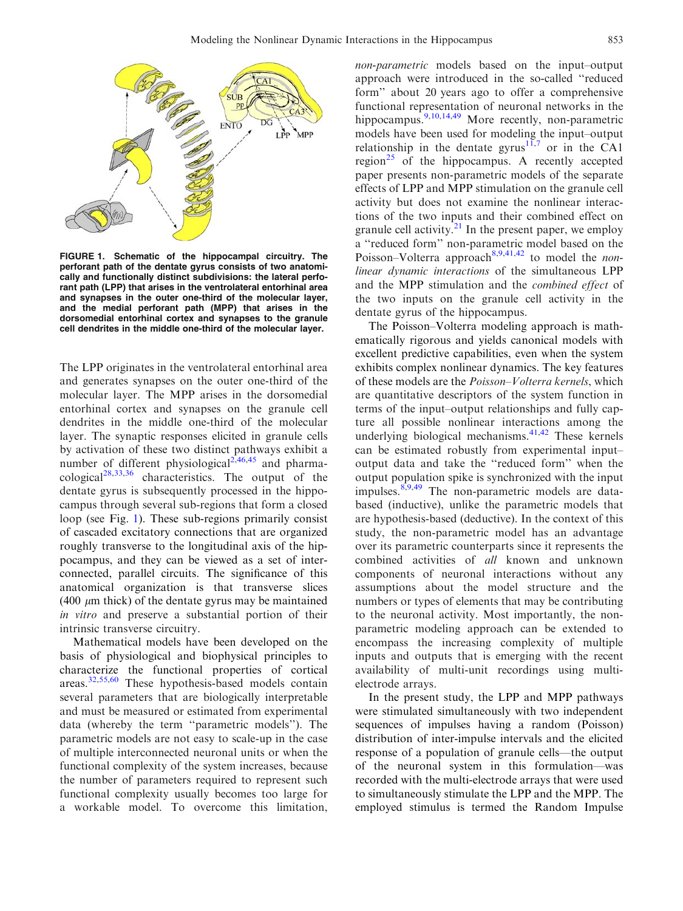**FIGURE 1. Schematic of the hippocampal circuitry. The perforant path of the dentate gyrus consists of two anatomically and functionally distinct subdivisions: the lateral perforant path (LPP) that arises in the ventrolateral entorhinal area and synapses in the outer one-third of the molecular layer, and the medial perforant path (MPP) that arises in the dorsomedial entorhinal cortex and synapses to the granule cell dendrites in the middle one-third of the molecular layer.**

The LPP originates in the ventrolateral entorhinal area and generates synapses on the outer one-third of the molecular layer. The MPP arises in the dorsomedial entorhinal cortex and synapses on the granule cell dendrites in the middle one-third of the molecular layer. The synaptic responses elicited in granule cells by activation of these two distinct pathways exhibit a number of different physiological[2,46,45] and pharmacological[28,33,36] characteristics. The output of the dentate gyrus is subsequently processed in the hippocampus through several sub-regions that form a closed loop (see Fig. 1). These sub-regions primarily consist of cascaded excitatory connections that are organized roughly transverse to the longitudinal axis of the hippocampus, and they can be viewed as a set of interconnected, parallel circuits. The significance of this anatomical organization is that transverse slices (400 $\mu$m thick) of the dentate gyrus may be maintained *in vitro* and preserve a substantial portion of their intrinsic transverse circuitry.

Mathematical models have been developed on the basis of physiological and biophysical principles to characterize the functional properties of cortical areas.[32,55,60] These hypothesis-based models contain several parameters that are biologically interpretable and must be measured or estimated from experimental data (whereby the term "parametric models"). The parametric models are not easy to scale-up in the case of multiple interconnected neuronal units or when the functional complexity of the system increases, because the number of parameters required to represent such functional complexity usually becomes too large for a workable model. To overcome this limitation, *non-parametric* models based on the input–output approach were introduced in the so-called "reduced form" about 20 years ago to offer a comprehensive functional representation of neuronal networks in the hippocampus.[9,10,14,49] More recently, non-parametric models have been used for modeling the input–output relationship in the dentate gyrus[11,7] or in the CA1 region[25] of the hippocampus. A recently accepted paper presents non-parametric models of the separate effects of LPP and MPP stimulation on the granule cell activity but does not examine the nonlinear interactions of the two inputs and their combined effect on granule cell activity.[21] In the present paper, we employ a "reduced form" non-parametric model based on the Poisson–Volterra approach[8,9,41,42] to model the *nonlinear dynamic interactions* of the simultaneous LPP and the MPP stimulation and the *combined effect* of the two inputs on the granule cell activity in the dentate gyrus of the hippocampus.

The Poisson–Volterra modeling approach is mathematically rigorous and yields canonical models with excellent predictive capabilities, even when the system exhibits complex nonlinear dynamics. The key features of these models are the *Poisson–Volterra kernels*, which are quantitative descriptors of the system function in terms of the input–output relationships and fully capture all possible nonlinear interactions among the underlying biological mechanisms.[41,42] These kernels can be estimated robustly from experimental input–output data and take the "reduced form" when the output population spike is synchronized with the input impulses.[8,9,49] The non-parametric models are data-based (inductive), unlike the parametric models that are hypothesis-based (deductive). In the context of this study, the non-parametric model has an advantage over its parametric counterparts since it represents the combined activities of *all* known and unknown components of neuronal interactions without any assumptions about the model structure and the numbers or types of elements that may be contributing to the neuronal activity. Most importantly, the non-parametric modeling approach can be extended to encompass the increasing complexity of multiple inputs and outputs that is emerging with the recent availability of multi-unit recordings using multi-electrode arrays.

In the present study, the LPP and MPP pathways were stimulated simultaneously with two independent sequences of impulses having a random (Poisson) distribution of inter-impulse intervals and the elicited response of a population of granule cells—the output of the neuronal system in this formulation—was recorded with the multi-electrode arrays that were used to simultaneously stimulate the LPP and the MPP. The employed stimulus is termed the Random Impulse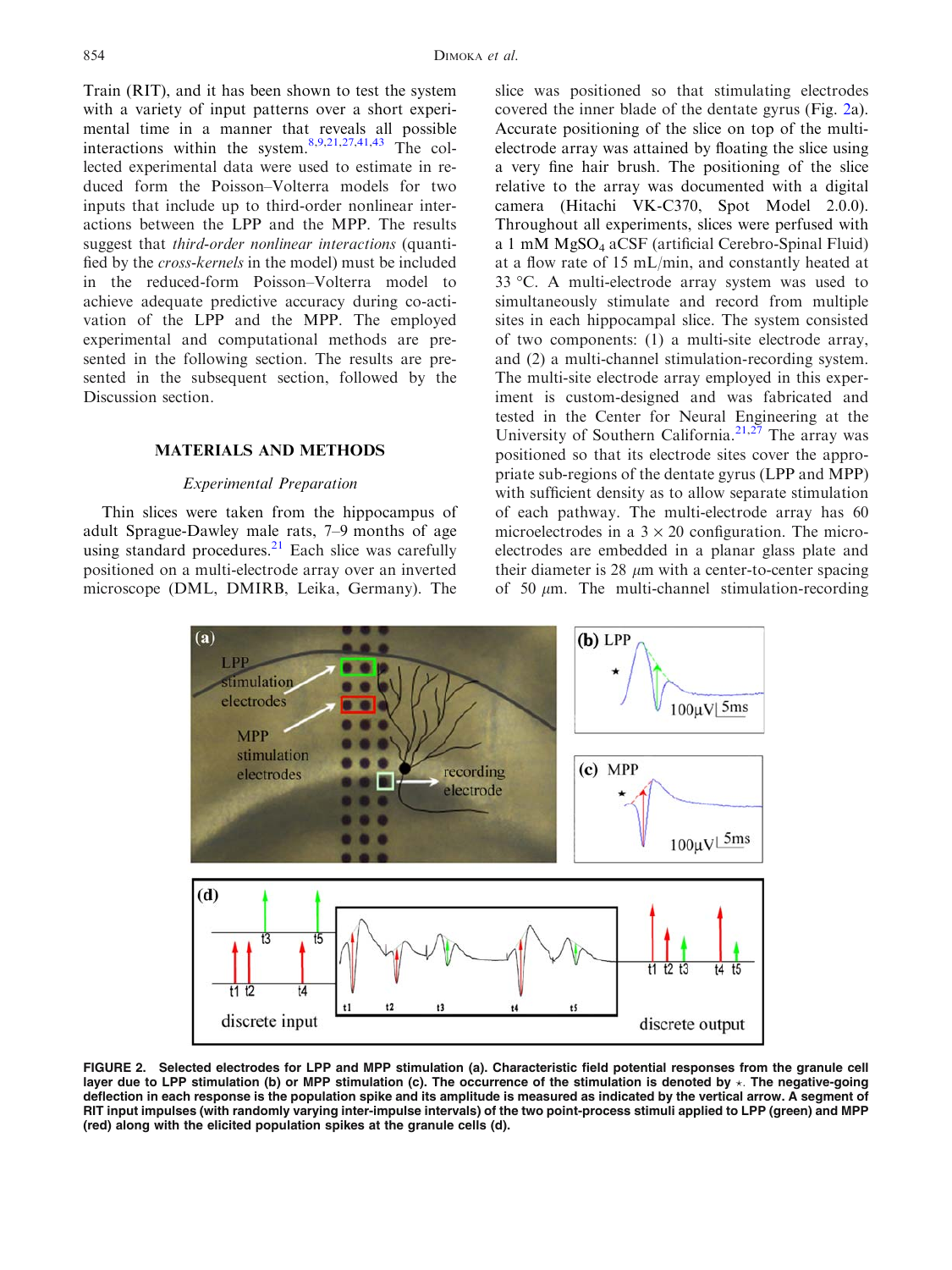Train (RIT), and it has been shown to test the system with a variety of input patterns over a short experimental time in a manner that reveals all possible interactions within the system.[8,9,21,27,41,43] The collected experimental data were used to estimate in reduced form the Poisson–Volterra models for two inputs that include up to third-order nonlinear interactions between the LPP and the MPP. The results suggest that *third-order nonlinear interactions* (quantified by the *cross-kernels* in the model) must be included in the reduced-form Poisson–Volterra model to achieve adequate predictive accuracy during co-activation of the LPP and the MPP. The employed experimental and computational methods are presented in the following section. The results are presented in the subsequent section, followed by the Discussion section.

## MATERIALS AND METHODS

### *Experimental Preparation*

Thin slices were taken from the hippocampus of adult Sprague-Dawley male rats, 7–9 months of age using standard procedures.[21] Each slice was carefully positioned on a multi-electrode array over an inverted microscope (DML, DMIRB, Leika, Germany). The slice was positioned so that stimulating electrodes covered the inner blade of the dentate gyrus (Fig. 2a). Accurate positioning of the slice on top of the multi-electrode array was attained by floating the slice using a very fine hair brush. The positioning of the slice relative to the array was documented with a digital camera (Hitachi VK-C370, Spot Model 2.0.0). Throughout all experiments, slices were perfused with a 1 mM $MgSO_4$ aCSF (artificial Cerebro-Spinal Fluid) at a flow rate of 15 mL/min, and constantly heated at 33 °C. A multi-electrode array system was used to simultaneously stimulate and record from multiple sites in each hippocampal slice. The system consisted of two components: (1) a multi-site electrode array, and (2) a multi-channel stimulation-recording system. The multi-site electrode array employed in this experiment is custom-designed and was fabricated and tested in the Center for Neural Engineering at the University of Southern California.[21,27] The array was positioned so that its electrode sites cover the appropriate sub-regions of the dentate gyrus (LPP and MPP) with sufficient density as to allow separate stimulation of each pathway. The multi-electrode array has 60 microelectrodes in a $3 \times 20$ configuration. The microelectrodes are embedded in a planar glass plate and their diameter is 28 $\mu$m with a center-to-center spacing of 50 $\mu$m. The multi-channel stimulation-recording

**FIGURE 2. Selected electrodes for LPP and MPP stimulation (a). Characteristic field potential responses from the granule cell layer due to LPP stimulation (b) or MPP stimulation (c). The occurrence of the stimulation is denoted by $\star$. The negative-going deflection in each response is the population spike and its amplitude is measured as indicated by the vertical arrow. A segment of RIT input impulses (with randomly varying inter-impulse intervals) of the two point-process stimuli applied to LPP (green) and MPP (red) along with the elicited population spikes at the granule cells (d).**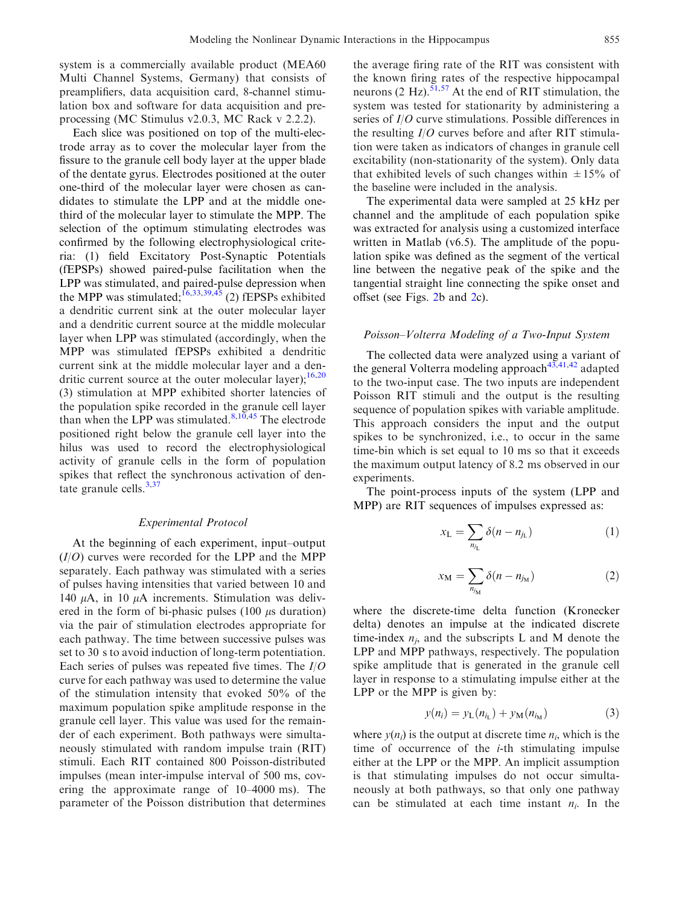system is a commercially available product (MEA60 Multi Channel Systems, Germany) that consists of preamplifiers, data acquisition card, 8-channel stimulation box and software for data acquisition and preprocessing (MC Stimulus v2.0.3, MC Rack v 2.2.2).

Each slice was positioned on top of the multi-electrode array as to cover the molecular layer from the fissure to the granule cell body layer at the upper blade of the dentate gyrus. Electrodes positioned at the outer one-third of the molecular layer were chosen as candidates to stimulate the LPP and at the middle one-third of the molecular layer to stimulate the MPP. The selection of the optimum stimulating electrodes was confirmed by the following electrophysiological criteria: (1) field Excitatory Post-Synaptic Potentials (fEPSPs) showed paired-pulse facilitation when the LPP was stimulated, and paired-pulse depression when the MPP was stimulated;[16,33,39,45] (2) fEPSPs exhibited a dendritic current sink at the outer molecular layer and a dendritic current source at the middle molecular layer when LPP was stimulated (accordingly, when the MPP was stimulated fEPSPs exhibited a dendritic current sink at the middle molecular layer and a dendritic current source at the outer molecular layer);[16,20] (3) stimulation at MPP exhibited shorter latencies of the population spike recorded in the granule cell layer than when the LPP was stimulated.[8,10,45] The electrode positioned right below the granule cell layer into the hilus was used to record the electrophysiological activity of granule cells in the form of population spikes that reflect the synchronous activation of dentate granule cells.[3,37]

### *Experimental Protocol*

At the beginning of each experiment, input–output ($I/O$) curves were recorded for the LPP and the MPP separately. Each pathway was stimulated with a series of pulses having intensities that varied between 10 and 140 $\mu$A, in 10 $\mu$A increments. Stimulation was delivered in the form of bi-phasic pulses (100 $\mu$s duration) via the pair of stimulation electrodes appropriate for each pathway. The time between successive pulses was set to 30 s to avoid induction of long-term potentiation. Each series of pulses was repeated five times. The $I/O$ curve for each pathway was used to determine the value of the stimulation intensity that evoked 50% of the maximum population spike amplitude response in the granule cell layer. This value was used for the remainder of each experiment. Both pathways were simultaneously stimulated with random impulse train (RIT) stimuli. Each RIT contained 800 Poisson-distributed impulses (mean inter-impulse interval of 500 ms, covering the approximate range of 10–4000 ms). The parameter of the Poisson distribution that determines the average firing rate of the RIT was consistent with the known firing rates of the respective hippocampal neurons (2 Hz).[51,57] At the end of RIT stimulation, the system was tested for stationarity by administering a series of $I/O$ curve stimulations. Possible differences in the resulting $I/O$ curves before and after RIT stimulation were taken as indicators of changes in granule cell excitability (non-stationarity of the system). Only data that exhibited levels of such changes within $\pm 15\%$ of the baseline were included in the analysis.

The experimental data were sampled at 25 kHz per channel and the amplitude of each population spike was extracted for analysis using a customized interface written in Matlab (v6.5). The amplitude of the population spike was defined as the segment of the vertical line between the negative peak of the spike and the tangential straight line connecting the spike onset and offset (see Figs. 2b and 2c).

### *Poisson–Volterra Modeling of a Two-Input System*

The collected data were analyzed using a variant of the general Volterra modeling approach[43,41,42] adapted to the two-input case. The two inputs are independent Poisson RIT stimuli and the output is the resulting sequence of population spikes with variable amplitude. This approach considers the input and the output spikes to be synchronized, i.e., to occur in the same time-bin which is set equal to 10 ms so that it exceeds the maximum output latency of 8.2 ms observed in our experiments.

The point-process inputs of the system (LPP and MPP) are RIT sequences of impulses expressed as:

$$x_{\mathrm{L}} = \sum_{n_{j_{\mathrm{L}}}} \delta(n - n_{j_{\mathrm{L}}}) \tag{1}$$

$$x_{\mathrm{M}} = \sum_{n_{j_{\mathrm{M}}}} \delta(n - n_{j_{\mathrm{M}}}) \tag{2}$$

where the discrete-time delta function (Kronecker delta) denotes an impulse at the indicated discrete time-index $n_j$, and the subscripts L and M denote the LPP and MPP pathways, respectively. The population spike amplitude that is generated in the granule cell layer in response to a stimulating impulse either at the LPP or the MPP is given by:

$$y(n_i) = y_{\mathrm{L}}(n_{i_{\mathrm{L}}}) + y_{\mathrm{M}}(n_{i_{\mathrm{M}}}) \tag{3}$$

where $y(n_i)$ is the output at discrete time $n_i$, which is the time of occurrence of the $i$-th stimulating impulse either at the LPP or the MPP. An implicit assumption is that stimulating impulses do not occur simultaneously at both pathways, so that only one pathway can be stimulated at each time instant $n_i$. In the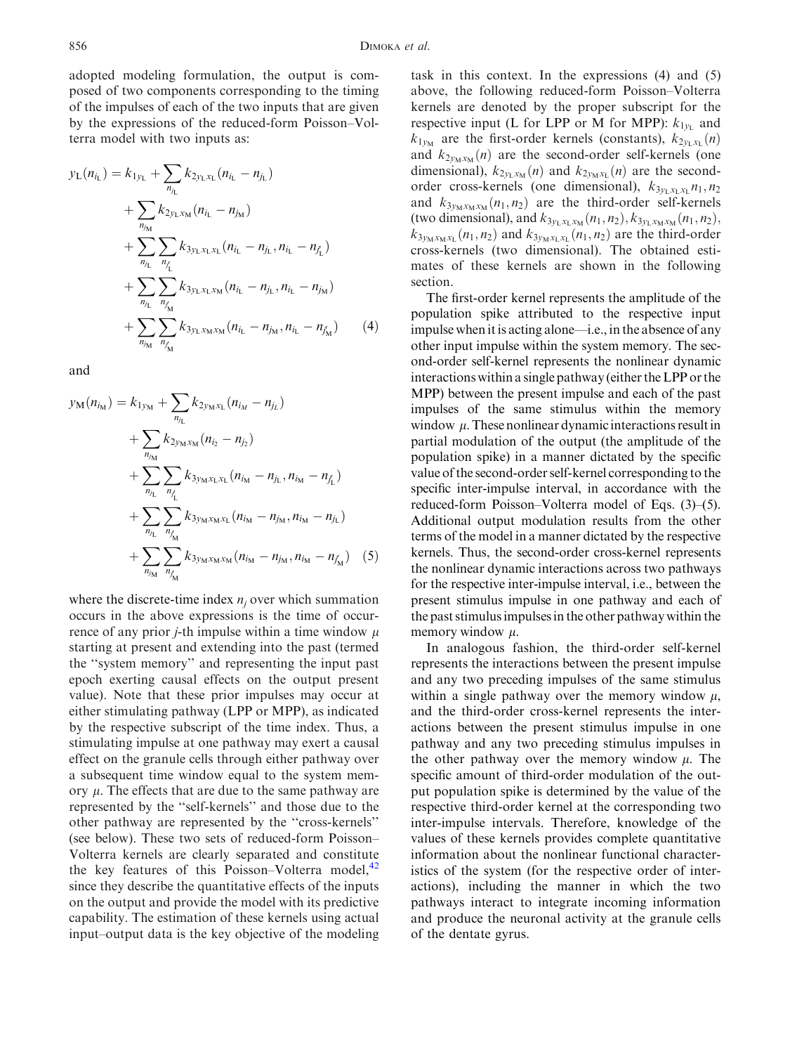adopted modeling formulation, the output is composed of two components corresponding to the timing of the impulses of each of the two inputs that are given by the expressions of the reduced-form Poisson–Volterra model with two inputs as:

$$
\begin{aligned}
y_{\mathrm{L}}(n_{i_{\mathrm{L}}}) = k_{1y_{\mathrm{L}}} &+ \sum_{n_{j_{\mathrm{L}}}} k_{2y_{\mathrm{L}}x_{\mathrm{L}}}(n_{i_{\mathrm{L}}} - n_{j_{\mathrm{L}}}) \\
&+ \sum_{n_{j_{\mathrm{M}}}} k_{2y_{\mathrm{L}}x_{\mathrm{M}}}(n_{i_{\mathrm{L}}} - n_{j_{\mathrm{M}}}) \\
&+ \sum_{n_{j_{\mathrm{L}}}} \sum_{n_{j'_{\mathrm{L}}}} k_{3y_{\mathrm{L}}x_{\mathrm{L}}x_{\mathrm{L}}}(n_{i_{\mathrm{L}}} - n_{j_{\mathrm{L}}}, n_{i_{\mathrm{L}}} - n_{j'_{\mathrm{L}}}) \\
&+ \sum_{n_{j_{\mathrm{L}}}} \sum_{n_{j'_{\mathrm{M}}}} k_{3y_{\mathrm{L}}x_{\mathrm{L}}x_{\mathrm{M}}}(n_{i_{\mathrm{L}}} - n_{j_{\mathrm{L}}}, n_{i_{\mathrm{L}}} - n_{j_{\mathrm{M}}}) \\
&+ \sum_{n_{j_{\mathrm{M}}}} \sum_{n_{j'_{\mathrm{M}}}} k_{3y_{\mathrm{L}}x_{\mathrm{M}}x_{\mathrm{M}}}(n_{i_{\mathrm{L}}} - n_{j_{\mathrm{M}}}, n_{i_{\mathrm{L}}} - n_{j'_{\mathrm{M}}}) \qquad (4)
\end{aligned}
$$

and

$$
\begin{aligned}
y_{\mathrm{M}}(n_{i_{\mathrm{M}}}) = k_{1y_{\mathrm{M}}} &+ \sum_{n_{j_{\mathrm{L}}}} k_{2y_{\mathrm{M}}x_{\mathrm{L}}}(n_{i_{M}} - n_{j_{\mathrm{L}}}) \\
&+ \sum_{n_{j_{\mathrm{M}}}} k_{2y_{\mathrm{M}}x_{\mathrm{M}}}(n_{i_{2}} - n_{j_{2}}) \\
&+ \sum_{n_{j_{\mathrm{L}}}} \sum_{n_{j'_{\mathrm{L}}}} k_{3y_{\mathrm{M}}x_{\mathrm{L}}x_{\mathrm{L}}}(n_{i_{\mathrm{M}}} - n_{j_{\mathrm{L}}}, n_{i_{\mathrm{M}}} - n_{j'_{\mathrm{L}}}) \\
&+ \sum_{n_{j_{\mathrm{L}}}} \sum_{n_{j'_{\mathrm{M}}}} k_{3y_{\mathrm{M}}x_{\mathrm{M}}x_{\mathrm{L}}}(n_{i_{\mathrm{M}}} - n_{j_{\mathrm{M}}}, n_{i_{\mathrm{M}}} - n_{j_{\mathrm{L}}}) \\
&+ \sum_{n_{j_{\mathrm{M}}}} \sum_{n_{j'_{\mathrm{M}}}} k_{3y_{\mathrm{M}}x_{\mathrm{M}}x_{\mathrm{M}}}(n_{i_{\mathrm{M}}} - n_{j_{\mathrm{M}}}, n_{i_{\mathrm{M}}} - n_{j'_{\mathrm{M}}}) \qquad (5)
\end{aligned}
$$

where the discrete-time index $n_j$ over which summation occurs in the above expressions is the time of occurrence of any prior $j$-th impulse within a time window $\mu$ starting at present and extending into the past (termed the "system memory" and representing the input past epoch exerting causal effects on the output present value). Note that these prior impulses may occur at either stimulating pathway (LPP or MPP), as indicated by the respective subscript of the time index. Thus, a stimulating impulse at one pathway may exert a causal effect on the granule cells through either pathway over a subsequent time window equal to the system memory $\mu$. The effects that are due to the same pathway are represented by the "self-kernels" and those due to the other pathway are represented by the "cross-kernels" (see below). These two sets of reduced-form Poisson–Volterra kernels are clearly separated and constitute the key features of this Poisson–Volterra model,[42] since they describe the quantitative effects of the inputs on the output and provide the model with its predictive capability. The estimation of these kernels using actual input–output data is the key objective of the modeling task in this context. In the expressions (4) and (5) above, the following reduced-form Poisson–Volterra kernels are denoted by the proper subscript for the respective input (L for LPP or M for MPP): $k_{1y_{\mathrm{L}}}$ and $k_{1y_{\mathrm{M}}}$ are the first-order kernels (constants), $k_{2y_{\mathrm{L}}x_{\mathrm{L}}}(n)$ and $k_{2y_{\mathrm{M}}x_{\mathrm{M}}}(n)$ are the second-order self-kernels (one dimensional), $k_{2y_{\mathrm{L}}x_{\mathrm{M}}}(n)$ and $k_{2y_{\mathrm{M}}x_{\mathrm{L}}}(n)$ are the second-order cross-kernels (one dimensional), $k_{3y_{\mathrm{L}}x_{\mathrm{L}}x_{\mathrm{L}}}n_1, n_2$ and $k_{3y_{\mathrm{M}}x_{\mathrm{M}}x_{\mathrm{M}}}(n_1, n_2)$ are the third-order self-kernels (two dimensional), and $k_{3y_{\mathrm{L}}x_{\mathrm{L}}x_{\mathrm{M}}}(n_1, n_2)$, $k_{3y_{\mathrm{L}}x_{\mathrm{M}}x_{\mathrm{M}}}(n_1, n_2)$, $k_{3y_{\mathrm{M}}x_{\mathrm{M}}x_{\mathrm{L}}}(n_1, n_2)$ and $k_{3y_{\mathrm{M}}x_{\mathrm{L}}x_{\mathrm{L}}}(n_1, n_2)$ are the third-order cross-kernels (two dimensional). The obtained estimates of these kernels are shown in the following section.

The first-order kernel represents the amplitude of the population spike attributed to the respective input impulse when it is acting alone—i.e., in the absence of any other input impulse within the system memory. The second-order self-kernel represents the nonlinear dynamic interactions within a single pathway (either the LPP or the MPP) between the present impulse and each of the past impulses of the same stimulus within the memory window $\mu$. These nonlinear dynamic interactions result in partial modulation of the output (the amplitude of the population spike) in a manner dictated by the specific value of the second-order self-kernel corresponding to the specific inter-impulse interval, in accordance with the reduced-form Poisson–Volterra model of Eqs. (3)–(5). Additional output modulation results from the other terms of the model in a manner dictated by the respective kernels. Thus, the second-order cross-kernel represents the nonlinear dynamic interactions across two pathways for the respective inter-impulse interval, i.e., between the present stimulus impulse in one pathway and each of the past stimulus impulses in the other pathway within the memory window $\mu$.

In analogous fashion, the third-order self-kernel represents the interactions between the present impulse and any two preceding impulses of the same stimulus within a single pathway over the memory window $\mu$, and the third-order cross-kernel represents the interactions between the present stimulus impulse in one pathway and any two preceding stimulus impulses in the other pathway over the memory window $\mu$. The specific amount of third-order modulation of the output population spike is determined by the value of the respective third-order kernel at the corresponding two inter-impulse intervals. Therefore, knowledge of the values of these kernels provides complete quantitative information about the nonlinear functional characteristics of the system (for the respective order of interactions), including the manner in which the two pathways interact to integrate incoming information and produce the neuronal activity at the granule cells of the dentate gyrus.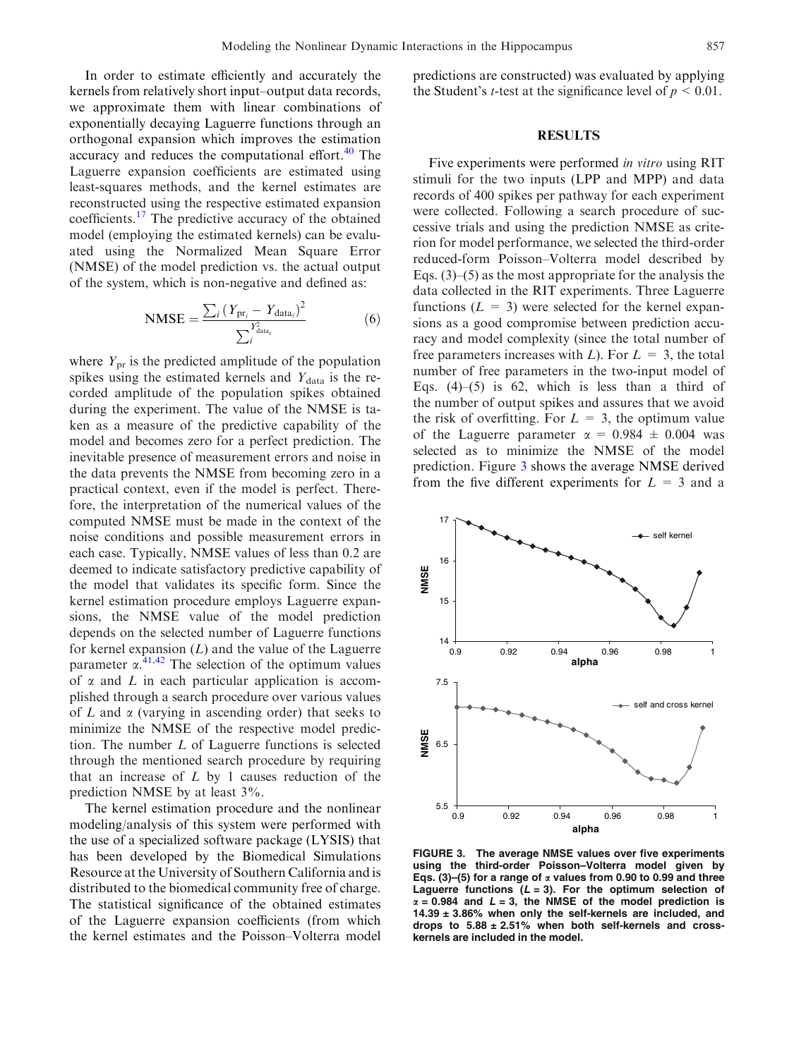In order to estimate efficiently and accurately the kernels from relatively short input–output data records, we approximate them with linear combinations of exponentially decaying Laguerre functions through an orthogonal expansion which improves the estimation accuracy and reduces the computational effort.[40] The Laguerre expansion coefficients are estimated using least-squares methods, and the kernel estimates are reconstructed using the respective estimated expansion coefficients.[17] The predictive accuracy of the obtained model (employing the estimated kernels) can be evaluated using the Normalized Mean Square Error (NMSE) of the model prediction vs. the actual output of the system, which is non-negative and defined as:

$$\mathrm{NMSE} = \frac{\sum_i \left(Y_{\mathrm{pr}_i} - Y_{\mathrm{data}_i}\right)^2}{\sum_i Y_{\mathrm{data}_i}^2} \tag{6}$$

where $Y_{\mathrm{pr}}$ is the predicted amplitude of the population spikes using the estimated kernels and $Y_{\mathrm{data}}$ is the recorded amplitude of the population spikes obtained during the experiment. The value of the NMSE is taken as a measure of the predictive capability of the model and becomes zero for a perfect prediction. The inevitable presence of measurement errors and noise in the data prevents the NMSE from becoming zero in a practical context, even if the model is perfect. Therefore, the interpretation of the numerical values of the computed NMSE must be made in the context of the noise conditions and possible measurement errors in each case. Typically, NMSE values of less than 0.2 are deemed to indicate satisfactory predictive capability of the model that validates its specific form. Since the kernel estimation procedure employs Laguerre expansions, the NMSE value of the model prediction depends on the selected number of Laguerre functions for kernel expansion ($L$) and the value of the Laguerre parameter $\alpha$.[41,42] The selection of the optimum values of $\alpha$ and $L$ in each particular application is accomplished through a search procedure over various values of $L$ and $\alpha$ (varying in ascending order) that seeks to minimize the NMSE of the respective model prediction. The number $L$ of Laguerre functions is selected through the mentioned search procedure by requiring that an increase of $L$ by 1 causes reduction of the prediction NMSE by at least 3%.

The kernel estimation procedure and the nonlinear modeling/analysis of this system were performed with the use of a specialized software package (LYSIS) that has been developed by the Biomedical Simulations Resource at the University of Southern California and is distributed to the biomedical community free of charge. The statistical significance of the obtained estimates of the Laguerre expansion coefficients (from which the kernel estimates and the Poisson–Volterra model predictions are constructed) was evaluated by applying the Student's $t$-test at the significance level of $p < 0.01$.

## RESULTS

Five experiments were performed *in vitro* using RIT stimuli for the two inputs (LPP and MPP) and data records of 400 spikes per pathway for each experiment were collected. Following a search procedure of successive trials and using the prediction NMSE as criterion for model performance, we selected the third-order reduced-form Poisson–Volterra model described by Eqs. (3)–(5) as the most appropriate for the analysis the data collected in the RIT experiments. Three Laguerre functions ($L = 3$) were selected for the kernel expansions as a good compromise between prediction accuracy and model complexity (since the total number of free parameters increases with $L$). For $L = 3$, the total number of free parameters in the two-input model of Eqs. (4)–(5) is 62, which is less than a third of the number of output spikes and assures that we avoid the risk of overfitting. For $L = 3$, the optimum value of the Laguerre parameter $\alpha = 0.984 \pm 0.004$ was selected as to minimize the NMSE of the model prediction. Figure 3 shows the average NMSE derived from the five different experiments for $L = 3$ and a

**FIGURE 3. The average NMSE values over five experiments using the third-order Poisson–Volterra model given by Eqs. (3)–(5) for a range of $\alpha$ values from 0.90 to 0.99 and three Laguerre functions ($L = 3$). For the optimum selection of $\alpha = 0.984$ and $L = 3$, the NMSE of the model prediction is 14.39 ± 3.86% when only the self-kernels are included, and drops to 5.88 ± 2.51% when both self-kernels and cross-kernels are included in the model.**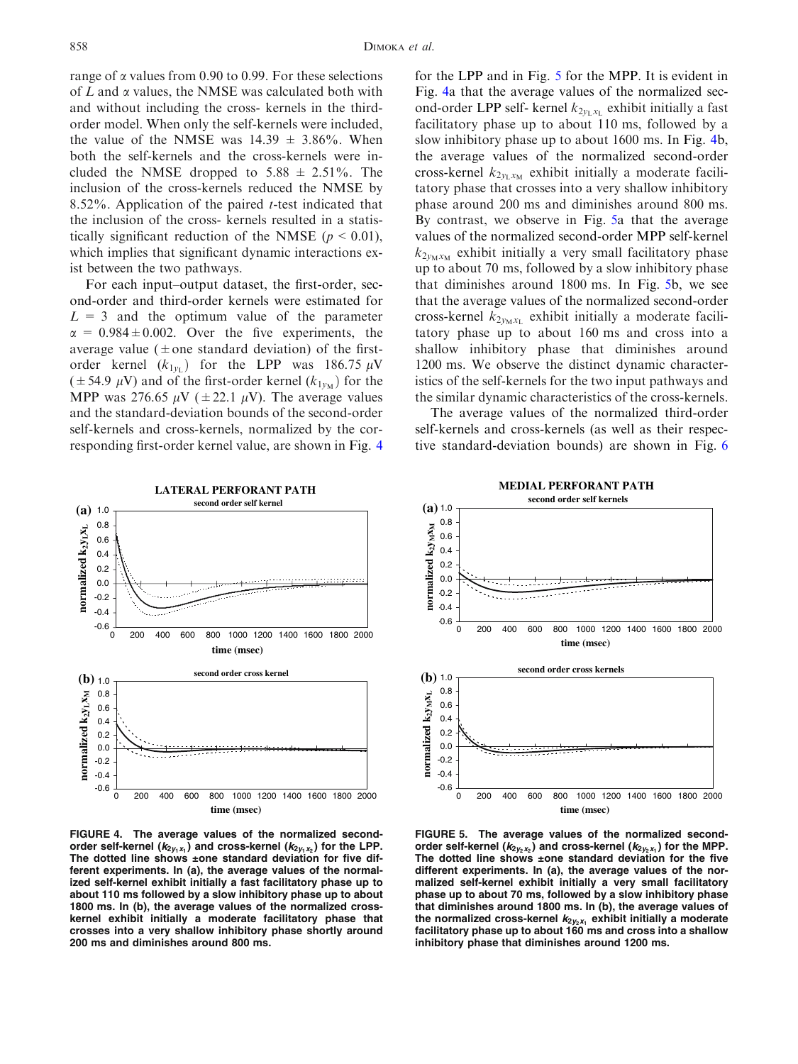range of $\alpha$ values from 0.90 to 0.99. For these selections of $L$ and $\alpha$ values, the NMSE was calculated both with and without including the cross- kernels in the third-order model. When only the self-kernels were included, the value of the NMSE was $14.39 \pm 3.86\%$. When both the self-kernels and the cross-kernels were included the NMSE dropped to $5.88 \pm 2.51\%$. The inclusion of the cross-kernels reduced the NMSE by 8.52%. Application of the paired $t$-test indicated that the inclusion of the cross- kernels resulted in a statistically significant reduction of the NMSE ($p < 0.01$), which implies that significant dynamic interactions exist between the two pathways.

For each input–output dataset, the first-order, second-order and third-order kernels were estimated for $L = 3$ and the optimum value of the parameter $\alpha = 0.984 \pm 0.002$. Over the five experiments, the average value ($\pm$one standard deviation) of the first-order kernel ($k_{1y_L}$) for the LPP was 186.75 $\mu$V ($\pm$54.9 $\mu$V) and of the first-order kernel ($k_{1y_M}$) for the MPP was 276.65 $\mu$V ($\pm$22.1 $\mu$V). The average values and the standard-deviation bounds of the second-order self-kernels and cross-kernels, normalized by the corresponding first-order kernel value, are shown in Fig. 4 for the LPP and in Fig. 5 for the MPP. It is evident in Fig. 4a that the average values of the normalized second-order LPP self- kernel $k_{2y_Lx_L}$ exhibit initially a fast facilitatory phase up to about 110 ms, followed by a slow inhibitory phase up to about 1600 ms. In Fig. 4b, the average values of the normalized second-order cross-kernel $k_{2y_Lx_M}$ exhibit initially a moderate facilitatory phase that crosses into a very shallow inhibitory phase around 200 ms and diminishes around 800 ms. By contrast, we observe in Fig. 5a that the average values of the normalized second-order MPP self-kernel $k_{2y_Mx_M}$ exhibit initially a very small facilitatory phase up to about 70 ms, followed by a slow inhibitory phase that diminishes around 1800 ms. In Fig. 5b, we see that the average values of the normalized second-order cross-kernel $k_{2y_Mx_L}$ exhibit initially a moderate facilitatory phase up to about 160 ms and cross into a shallow inhibitory phase that diminishes around 1200 ms. We observe the distinct dynamic characteristics of the self-kernels for the two input pathways and the similar dynamic characteristics of the cross-kernels.

The average values of the normalized third-order self-kernels and cross-kernels (as well as their respective standard-deviation bounds) are shown in Fig. 6

**FIGURE 4. The average values of the normalized second-order self-kernel ($k_{2y_1x_1}$) and cross-kernel ($k_{2y_1x_2}$) for the LPP. The dotted line shows ±one standard deviation for five different experiments. In (a), the average values of the normalized self-kernel exhibit initially a fast facilitatory phase up to about 110 ms followed by a slow inhibitory phase up to about 1800 ms. In (b), the average values of the normalized cross-kernel exhibit initially a moderate facilitatory phase that crosses into a very shallow inhibitory phase shortly around 200 ms and diminishes around 800 ms.**

**FIGURE 5. The average values of the normalized second-order self-kernel ($k_{2y_2x_2}$) and cross-kernel ($k_{2y_2x_1}$) for the MPP. The dotted line shows ±one standard deviation for the five different experiments. In (a), the average values of the normalized self-kernel exhibit initially a very small facilitatory phase up to about 70 ms, followed by a slow inhibitory phase that diminishes around 1800 ms. In (b), the average values of the normalized cross-kernel $k_{2y_2x_1}$ exhibit initially a moderate facilitatory phase up to about 160 ms and cross into a shallow inhibitory phase that diminishes around 1200 ms.**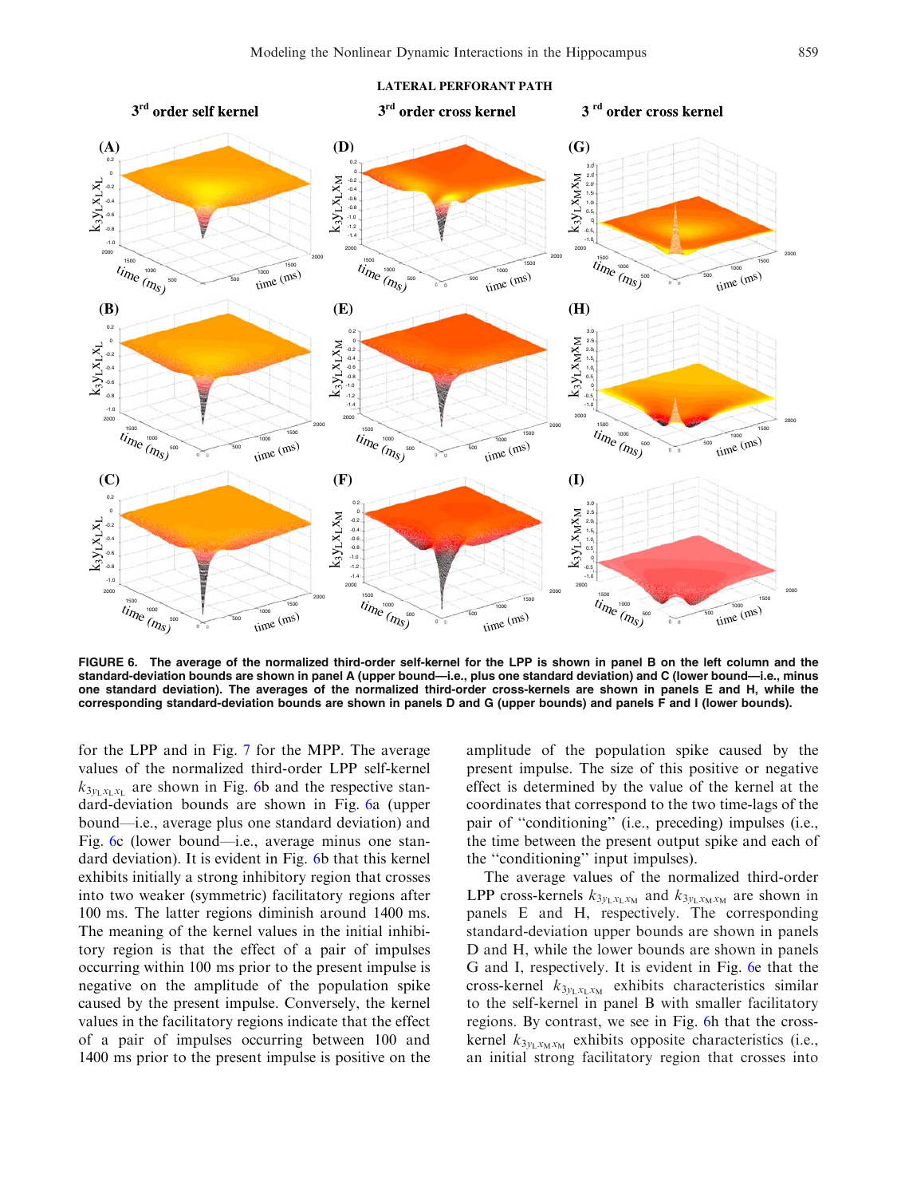**FIGURE 6. The average of the normalized third-order self-kernel for the LPP is shown in panel B on the left column and the standard-deviation bounds are shown in panel A (upper bound—i.e., plus one standard deviation) and C (lower bound—i.e., minus one standard deviation). The averages of the normalized third-order cross-kernels are shown in panels E and H, while the corresponding standard-deviation bounds are shown in panels D and G (upper bounds) and panels F and I (lower bounds).**

for the LPP and in Fig. 7 for the MPP. The average values of the normalized third-order LPP self-kernel $k_{3y_L x_L x_L}$ are shown in Fig. 6b and the respective standard-deviation bounds are shown in Fig. 6a (upper bound—i.e., average plus one standard deviation) and Fig. 6c (lower bound—i.e., average minus one standard deviation). It is evident in Fig. 6b that this kernel exhibits initially a strong inhibitory region that crosses into two weaker (symmetric) facilitatory regions after 100 ms. The latter regions diminish around 1400 ms. The meaning of the kernel values in the initial inhibitory region is that the effect of a pair of impulses occurring within 100 ms prior to the present impulse is negative on the amplitude of the population spike caused by the present impulse. Conversely, the kernel values in the facilitatory regions indicate that the effect of a pair of impulses occurring between 100 and 1400 ms prior to the present impulse is positive on the amplitude of the population spike caused by the present impulse. The size of this positive or negative effect is determined by the value of the kernel at the coordinates that correspond to the two time-lags of the pair of "conditioning" (i.e., preceding) impulses (i.e., the time between the present output spike and each of the "conditioning" input impulses).

The average values of the normalized third-order LPP cross-kernels $k_{3y_L x_L x_M}$ and $k_{3y_L x_M x_M}$ are shown in panels E and H, respectively. The corresponding standard-deviation upper bounds are shown in panels D and H, while the lower bounds are shown in panels G and I, respectively. It is evident in Fig. 6e that the cross-kernel $k_{3y_L x_L x_M}$ exhibits characteristics similar to the self-kernel in panel B with smaller facilitatory regions. By contrast, we see in Fig. 6h that the cross-kernel $k_{3y_L x_M x_M}$ exhibits opposite characteristics (i.e., an initial strong facilitatory region that crosses into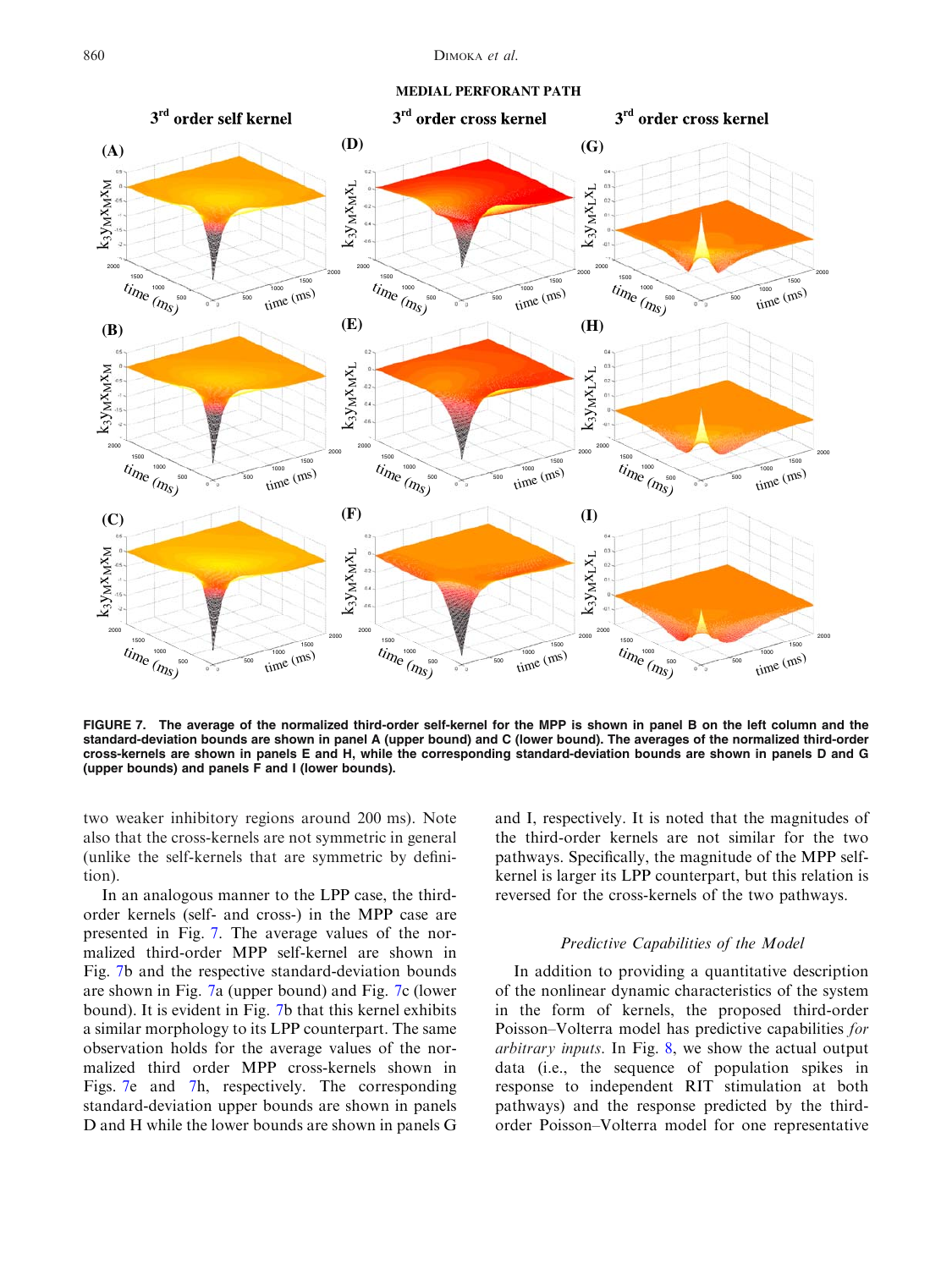**FIGURE 7. The average of the normalized third-order self-kernel for the MPP is shown in panel B on the left column and the standard-deviation bounds are shown in panel A (upper bound) and C (lower bound). The averages of the normalized third-order cross-kernels are shown in panels E and H, while the corresponding standard-deviation bounds are shown in panels D and G (upper bounds) and panels F and I (lower bounds).**

two weaker inhibitory regions around 200 ms). Note also that the cross-kernels are not symmetric in general (unlike the self-kernels that are symmetric by definition).

In an analogous manner to the LPP case, the third-order kernels (self- and cross-) in the MPP case are presented in Fig. 7. The average values of the normalized third-order MPP self-kernel are shown in Fig. 7b and the respective standard-deviation bounds are shown in Fig. 7a (upper bound) and Fig. 7c (lower bound). It is evident in Fig. 7b that this kernel exhibits a similar morphology to its LPP counterpart. The same observation holds for the average values of the normalized third order MPP cross-kernels shown in Figs. 7e and 7h, respectively. The corresponding standard-deviation upper bounds are shown in panels D and H while the lower bounds are shown in panels G and I, respectively. It is noted that the magnitudes of the third-order kernels are not similar for the two pathways. Specifically, the magnitude of the MPP self-kernel is larger its LPP counterpart, but this relation is reversed for the cross-kernels of the two pathways.

### *Predictive Capabilities of the Model*

In addition to providing a quantitative description of the nonlinear dynamic characteristics of the system in the form of kernels, the proposed third-order Poisson–Volterra model has predictive capabilities *for arbitrary inputs*. In Fig. 8, we show the actual output data (i.e., the sequence of population spikes in response to independent RIT stimulation at both pathways) and the response predicted by the third-order Poisson–Volterra model for one representative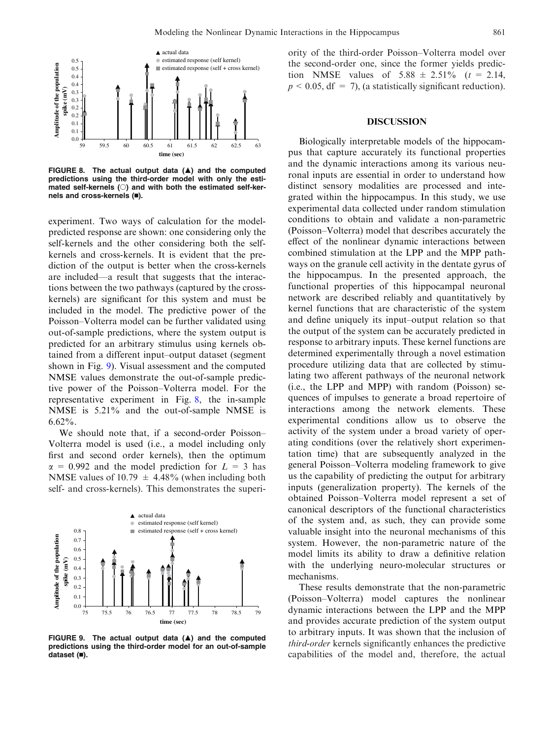▲ actual data
● estimated response (self kernel)
■ estimated response (self + cross kernel)

Amplitude of the population spike (mV)

0.0 0.1 0.1 0.2 0.2 0.3 0.3 0.4 0.4 0.5 0.5

59 59.5 60 60.5 61 61.5 62 62.5 63

time (sec)

**FIGURE 8. The actual output data (▲) and the computed predictions using the third-order model with only the estimated self-kernels (○) and with both the estimated self-kernels and cross-kernels (■).**

experiment. Two ways of calculation for the model-predicted response are shown: one considering only the self-kernels and the other considering both the self-kernels and cross-kernels. It is evident that the prediction of the output is better when the cross-kernels are included—a result that suggests that the interactions between the two pathways (captured by the cross-kernels) are significant for this system and must be included in the model. The predictive power of the Poisson–Volterra model can be further validated using out-of-sample predictions, where the system output is predicted for an arbitrary stimulus using kernels obtained from a different input–output dataset (segment shown in Fig. 9). Visual assessment and the computed NMSE values demonstrate the out-of-sample predictive power of the Poisson–Volterra model. For the representative experiment in Fig. 8, the in-sample NMSE is 5.21% and the out-of-sample NMSE is 6.62%.

We should note that, if a second-order Poisson–Volterra model is used (i.e., a model including only first and second order kernels), then the optimum $\alpha = 0.992$ and the model prediction for $L = 3$ has NMSE values of $10.79 \pm 4.48\%$ (when including both self- and cross-kernels). This demonstrates the superiority of the third-order Poisson–Volterra model over the second-order one, since the former yields prediction NMSE values of $5.88 \pm 2.51\%$ ($t = 2.14$, $p < 0.05$, df = 7), (a statistically significant reduction).

▲ actual data
● estimated response (self kernel)
■ estimated response (self + cross kernel)

Amplitude of the population spike (mV)

0.0 0.1 0.2 0.3 0.4 0.5 0.6 0.7 0.8

75 75.5 76 76.5 77 77.5 78 78.5 79

time (sec)

**FIGURE 9. The actual output data (▲) and the computed predictions using the third-order model for an out-of-sample dataset (■).**

## DISCUSSION

Biologically interpretable models of the hippocampus that capture accurately its functional properties and the dynamic interactions among its various neuronal inputs are essential in order to understand how distinct sensory modalities are processed and integrated within the hippocampus. In this study, we use experimental data collected under random stimulation conditions to obtain and validate a non-parametric (Poisson–Volterra) model that describes accurately the effect of the nonlinear dynamic interactions between combined stimulation at the LPP and the MPP pathways on the granule cell activity in the dentate gyrus of the hippocampus. In the presented approach, the functional properties of this hippocampal neuronal network are described reliably and quantitatively by kernel functions that are characteristic of the system and define uniquely its input–output relation so that the output of the system can be accurately predicted in response to arbitrary inputs. These kernel functions are determined experimentally through a novel estimation procedure utilizing data that are collected by stimulating two afferent pathways of the neuronal network (i.e., the LPP and MPP) with random (Poisson) sequences of impulses to generate a broad repertoire of interactions among the network elements. These experimental conditions allow us to observe the activity of the system under a broad variety of operating conditions (over the relatively short experimentation time) that are subsequently analyzed in the general Poisson–Volterra modeling framework to give us the capability of predicting the output for arbitrary inputs (generalization property). The kernels of the obtained Poisson–Volterra model represent a set of canonical descriptors of the functional characteristics of the system and, as such, they can provide some valuable insight into the neuronal mechanisms of this system. However, the non-parametric nature of the model limits its ability to draw a definitive relation with the underlying neuro-molecular structures or mechanisms.

These results demonstrate that the non-parametric (Poisson–Volterra) model captures the nonlinear dynamic interactions between the LPP and the MPP and provides accurate prediction of the system output to arbitrary inputs. It was shown that the inclusion of *third-order* kernels significantly enhances the predictive capabilities of the model and, therefore, the actual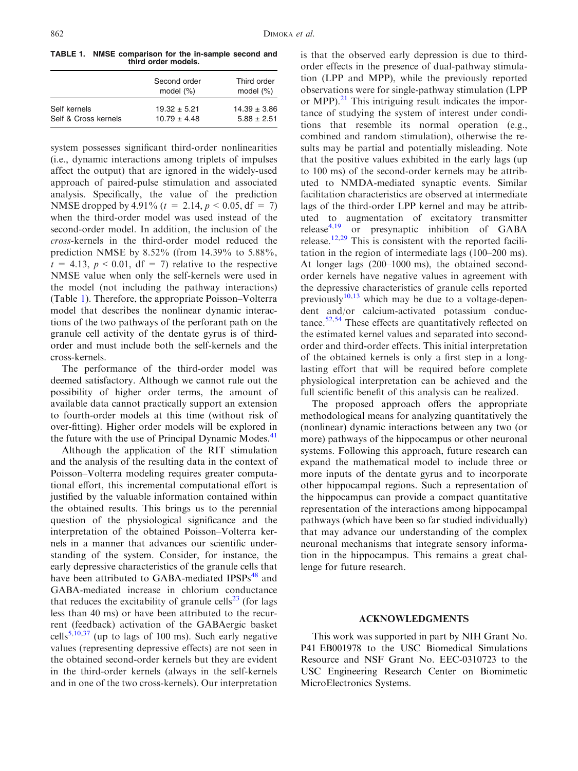TABLE 1. NMSE comparison for the in-sample second and third order models.

| | Second order model (%) | Third order model (%) |
|---|---|---|
| Self kernels | $19.32 \pm 5.21$ | $14.39 \pm 3.86$ |
| Self & Cross kernels | $10.79 \pm 4.48$ | $5.88 \pm 2.51$ |

system possesses significant third-order nonlinearities (i.e., dynamic interactions among triplets of impulses affect the output) that are ignored in the widely-used approach of paired-pulse stimulation and associated analysis. Specifically, the value of the prediction NMSE dropped by 4.91% ($t = 2.14$, $p < 0.05$, df $= 7$) when the third-order model was used instead of the second-order model. In addition, the inclusion of the *cross*-kernels in the third-order model reduced the prediction NMSE by 8.52% (from 14.39% to 5.88%, $t = 4.13$, $p < 0.01$, df $= 7$) relative to the respective NMSE value when only the self-kernels were used in the model (not including the pathway interactions) (Table 1). Therefore, the appropriate Poisson–Volterra model that describes the nonlinear dynamic interactions of the two pathways of the perforant path on the granule cell activity of the dentate gyrus is of third-order and must include both the self-kernels and the cross-kernels.

The performance of the third-order model was deemed satisfactory. Although we cannot rule out the possibility of higher order terms, the amount of available data cannot practically support an extension to fourth-order models at this time (without risk of over-fitting). Higher order models will be explored in the future with the use of Principal Dynamic Modes.[41]

Although the application of the RIT stimulation and the analysis of the resulting data in the context of Poisson–Volterra modeling requires greater computational effort, this incremental computational effort is justified by the valuable information contained within the obtained results. This brings us to the perennial question of the physiological significance and the interpretation of the obtained Poisson–Volterra kernels in a manner that advances our scientific understanding of the system. Consider, for instance, the early depressive characteristics of the granule cells that have been attributed to GABA-mediated IPSPs[48] and GABA-mediated increase in chlorium conductance that reduces the excitability of granule cells[23] (for lags less than 40 ms) or have been attributed to the recurrent (feedback) activation of the GABAergic basket cells[5,10,37] (up to lags of 100 ms). Such early negative values (representing depressive effects) are not seen in the obtained second-order kernels but they are evident in the third-order kernels (always in the self-kernels and in one of the two cross-kernels). Our interpretation is that the observed early depression is due to third-order effects in the presence of dual-pathway stimulation (LPP and MPP), while the previously reported observations were for single-pathway stimulation (LPP or MPP).[21] This intriguing result indicates the importance of studying the system of interest under conditions that resemble its normal operation (e.g., combined and random stimulation), otherwise the results may be partial and potentially misleading. Note that the positive values exhibited in the early lags (up to 100 ms) of the second-order kernels may be attributed to NMDA-mediated synaptic events. Similar facilitation characteristics are observed at intermediate lags of the third-order LPP kernel and may be attributed to augmentation of excitatory transmitter release[4,19] or presynaptic inhibition of GABA release.[12,29] This is consistent with the reported facilitation in the region of intermediate lags (100–200 ms). At longer lags (200–1000 ms), the obtained second-order kernels have negative values in agreement with the depressive characteristics of granule cells reported previously[10,13] which may be due to a voltage-dependent and/or calcium-activated potassium conductance.[52,54] These effects are quantitatively reflected on the estimated kernel values and separated into second-order and third-order effects. This initial interpretation of the obtained kernels is only a first step in a long-lasting effort that will be required before complete physiological interpretation can be achieved and the full scientific benefit of this analysis can be realized.

The proposed approach offers the appropriate methodological means for analyzing quantitatively the (nonlinear) dynamic interactions between any two (or more) pathways of the hippocampus or other neuronal systems. Following this approach, future research can expand the mathematical model to include three or more inputs of the dentate gyrus and to incorporate other hippocampal regions. Such a representation of the hippocampus can provide a compact quantitative representation of the interactions among hippocampal pathways (which have been so far studied individually) that may advance our understanding of the complex neuronal mechanisms that integrate sensory information in the hippocampus. This remains a great challenge for future research.

## ACKNOWLEDGMENTS

This work was supported in part by NIH Grant No. P41 EB001978 to the USC Biomedical Simulations Resource and NSF Grant No. EEC-0310723 to the USC Engineering Research Center on Biomimetic MicroElectronics Systems.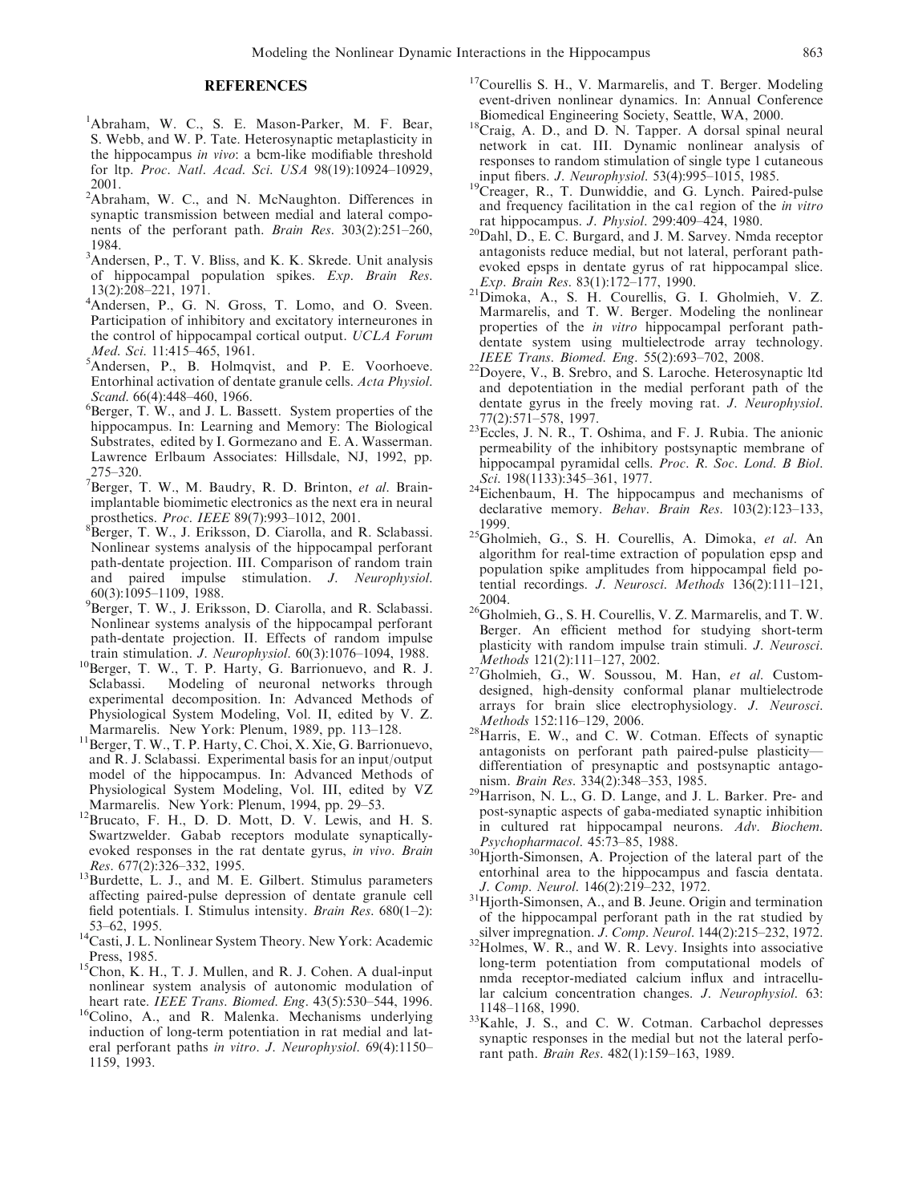## REFERENCES

[1]Abraham, W. C., S. E. Mason-Parker, M. F. Bear, S. Webb, and W. P. Tate. Heterosynaptic metaplasticity in the hippocampus *in vivo*: a bcm-like modifiable threshold for ltp. *Proc. Natl. Acad. Sci. USA* 98(19):10924–10929, 2001.

[2]Abraham, W. C., and N. McNaughton. Differences in synaptic transmission between medial and lateral components of the perforant path. *Brain Res.* 303(2):251–260, 1984.

[3]Andersen, P., T. V. Bliss, and K. K. Skrede. Unit analysis of hippocampal population spikes. *Exp. Brain Res.* 13(2):208–221, 1971.

[4]Andersen, P., G. N. Gross, T. Lomo, and O. Sveen. Participation of inhibitory and excitatory interneurones in the control of hippocampal cortical output. *UCLA Forum Med. Sci.* 11:415–465, 1961.

[5]Andersen, P., B. Holmqvist, and P. E. Voorhoeve. Entorhinal activation of dentate granule cells. *Acta Physiol. Scand.* 66(4):448–460, 1966.

[6]Berger, T. W., and J. L. Bassett. System properties of the hippocampus. In: Learning and Memory: The Biological Substrates, edited by I. Gormezano and E. A. Wasserman. Lawrence Erlbaum Associates: Hillsdale, NJ, 1992, pp. 275–320.

[7]Berger, T. W., M. Baudry, R. D. Brinton, *et al*. Brain-implantable biomimetic electronics as the next era in neural prosthetics. *Proc. IEEE* 89(7):993–1012, 2001.

[8]Berger, T. W., J. Eriksson, D. Ciarolla, and R. Sclabassi. Nonlinear systems analysis of the hippocampal perforant path-dentate projection. III. Comparison of random train and paired impulse stimulation. *J. Neurophysiol.* 60(3):1095–1109, 1988.

[9]Berger, T. W., J. Eriksson, D. Ciarolla, and R. Sclabassi. Nonlinear systems analysis of the hippocampal perforant path-dentate projection. II. Effects of random impulse train stimulation. *J. Neurophysiol.* 60(3):1076–1094, 1988.

[10]Berger, T. W., T. P. Harty, G. Barrionuevo, and R. J. Sclabassi. Modeling of neuronal networks through experimental decomposition. In: Advanced Methods of Physiological System Modeling, Vol. II, edited by V. Z. Marmarelis. New York: Plenum, 1989, pp. 113–128.

[11]Berger, T. W., T. P. Harty, C. Choi, X. Xie, G. Barrionuevo, and R. J. Sclabassi. Experimental basis for an input/output model of the hippocampus. In: Advanced Methods of Physiological System Modeling, Vol. III, edited by VZ Marmarelis. New York: Plenum, 1994, pp. 29–53.

[12]Brucato, F. H., D. D. Mott, D. V. Lewis, and H. S. Swartzwelder. Gabab receptors modulate synaptically-evoked responses in the rat dentate gyrus, *in vivo*. *Brain Res.* 677(2):326–332, 1995.

[13]Burdette, L. J., and M. E. Gilbert. Stimulus parameters affecting paired-pulse depression of dentate granule cell field potentials. I. Stimulus intensity. *Brain Res.* 680(1–2): 53–62, 1995.

[14]Casti, J. L. Nonlinear System Theory. New York: Academic Press, 1985.

[15]Chon, K. H., T. J. Mullen, and R. J. Cohen. A dual-input nonlinear system analysis of autonomic modulation of heart rate. *IEEE Trans. Biomed. Eng.* 43(5):530–544, 1996.

[16]Colino, A., and R. Malenka. Mechanisms underlying induction of long-term potentiation in rat medial and lateral perforant paths *in vitro*. *J. Neurophysiol.* 69(4):1150–1159, 1993.

[17]Courellis S. H., V. Marmarelis, and T. Berger. Modeling event-driven nonlinear dynamics. In: Annual Conference Biomedical Engineering Society, Seattle, WA, 2000.

[18]Craig, A. D., and D. N. Tapper. A dorsal spinal neural network in cat. III. Dynamic nonlinear analysis of responses to random stimulation of single type 1 cutaneous input fibers. *J. Neurophysiol.* 53(4):995–1015, 1985.

[19]Creager, R., T. Dunwiddie, and G. Lynch. Paired-pulse and frequency facilitation in the ca1 region of the *in vitro* rat hippocampus. *J. Physiol.* 299:409–424, 1980.

[20]Dahl, D., E. C. Burgard, and J. M. Sarvey. Nmda receptor antagonists reduce medial, but not lateral, perforant path-evoked epsps in dentate gyrus of rat hippocampal slice. *Exp. Brain Res.* 83(1):172–177, 1990.

[21]Dimoka, A., S. H. Courellis, G. I. Gholmieh, V. Z. Marmarelis, and T. W. Berger. Modeling the nonlinear properties of the *in vitro* hippocampal perforant path-dentate system using multielectrode array technology. *IEEE Trans. Biomed. Eng.* 55(2):693–702, 2008.

[22]Doyere, V., B. Srebro, and S. Laroche. Heterosynaptic ltd and depotentiation in the medial perforant path of the dentate gyrus in the freely moving rat. *J. Neurophysiol.* 77(2):571–578, 1997.

[23]Eccles, J. N. R., T. Oshima, and F. J. Rubia. The anionic permeability of the inhibitory postsynaptic membrane of hippocampal pyramidal cells. *Proc. R. Soc. Lond. B Biol. Sci.* 198(1133):345–361, 1977.

[24]Eichenbaum, H. The hippocampus and mechanisms of declarative memory. *Behav. Brain Res.* 103(2):123–133, 1999.

[25]Gholmieh, G., S. H. Courellis, A. Dimoka, *et al*. An algorithm for real-time extraction of population epsp and population spike amplitudes from hippocampal field potential recordings. *J. Neurosci. Methods* 136(2):111–121, 2004.

[26]Gholmieh, G., S. H. Courellis, V. Z. Marmarelis, and T. W. Berger. An efficient method for studying short-term plasticity with random impulse train stimuli. *J. Neurosci. Methods* 121(2):111–127, 2002.

[27]Gholmieh, G., W. Soussou, M. Han, *et al*. Custom-designed, high-density conformal planar multielectrode arrays for brain slice electrophysiology. *J. Neurosci. Methods* 152:116–129, 2006.

[28]Harris, E. W., and C. W. Cotman. Effects of synaptic antagonists on perforant path paired-pulse plasticity—differentiation of presynaptic and postsynaptic antagonism. *Brain Res.* 334(2):348–353, 1985.

[29]Harrison, N. L., G. D. Lange, and J. L. Barker. Pre- and post-synaptic aspects of gaba-mediated synaptic inhibition in cultured rat hippocampal neurons. *Adv. Biochem. Psychopharmacol.* 45:73–85, 1988.

[30]Hjorth-Simonsen, A. Projection of the lateral part of the entorhinal area to the hippocampus and fascia dentata. *J. Comp. Neurol.* 146(2):219–232, 1972.

[31]Hjorth-Simonsen, A., and B. Jeune. Origin and termination of the hippocampal perforant path in the rat studied by silver impregnation. *J. Comp. Neurol.* 144(2):215–232, 1972.

[32]Holmes, W. R., and W. R. Levy. Insights into associative long-term potentiation from computational models of nmda receptor-mediated calcium influx and intracellular calcium concentration changes. *J. Neurophysiol.* 63: 1148–1168, 1990.

[33]Kahle, J. S., and C. W. Cotman. Carbachol depresses synaptic responses in the medial but not the lateral perforant path. *Brain Res.* 482(1):159–163, 1989.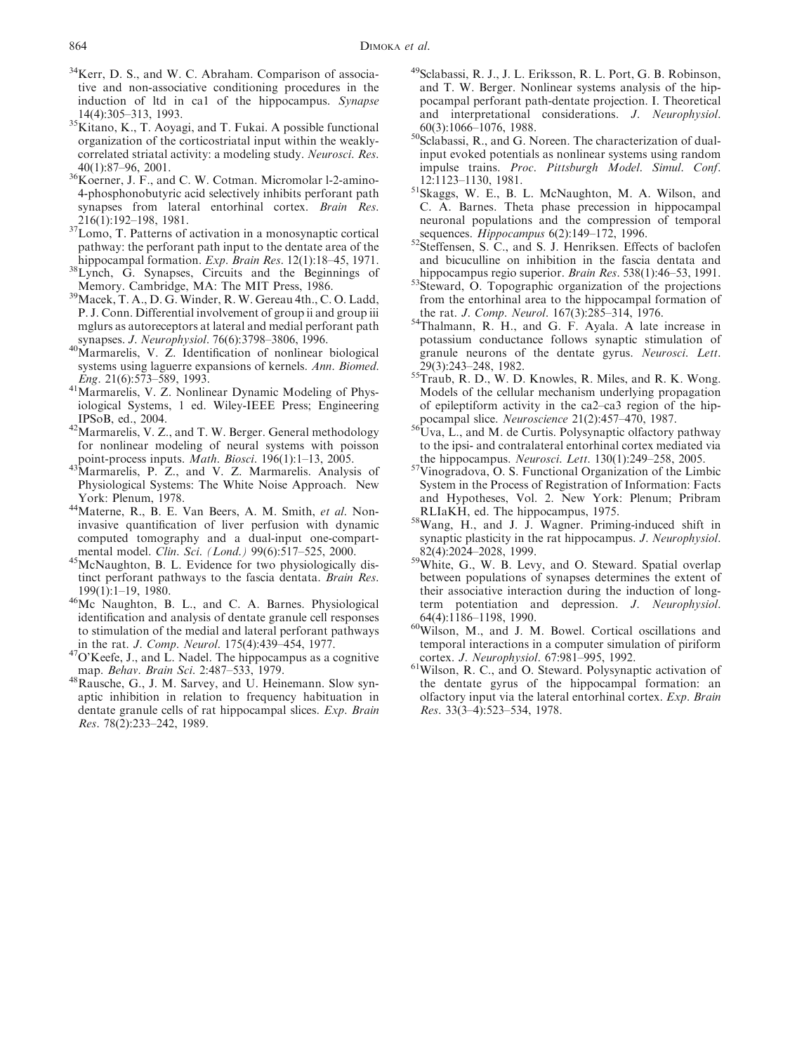[34] Kerr, D. S., and W. C. Abraham. Comparison of associative and non-associative conditioning procedures in the induction of ltd in ca1 of the hippocampus. *Synapse* 14(4):305–313, 1993.

[35] Kitano, K., T. Aoyagi, and T. Fukai. A possible functional organization of the corticostriatal input within the weakly-correlated striatal activity: a modeling study. *Neurosci. Res.* 40(1):87–96, 2001.

[36] Koerner, J. F., and C. W. Cotman. Micromolar l-2-amino-4-phosphonobutyric acid selectively inhibits perforant path synapses from lateral entorhinal cortex. *Brain Res.* 216(1):192–198, 1981.

[37] Lomo, T. Patterns of activation in a monosynaptic cortical pathway: the perforant path input to the dentate area of the hippocampal formation. *Exp. Brain Res.* 12(1):18–45, 1971.

[38] Lynch, G. Synapses, Circuits and the Beginnings of Memory. Cambridge, MA: The MIT Press, 1986.

[39] Macek, T. A., D. G. Winder, R. W. Gereau 4th., C. O. Ladd, P. J. Conn. Differential involvement of group ii and group iii mglurs as autoreceptors at lateral and medial perforant path synapses. *J. Neurophysiol.* 76(6):3798–3806, 1996.

[40] Marmarelis, V. Z. Identification of nonlinear biological systems using laguerre expansions of kernels. *Ann. Biomed. Eng.* 21(6):573–589, 1993.

[41] Marmarelis, V. Z. Nonlinear Dynamic Modeling of Physiological Systems, 1 ed. Wiley-IEEE Press; Engineering IPSoB, ed., 2004.

[42] Marmarelis, V. Z., and T. W. Berger. General methodology for nonlinear modeling of neural systems with poisson point-process inputs. *Math. Biosci.* 196(1):1–13, 2005.

[43] Marmarelis, P. Z., and V. Z. Marmarelis. Analysis of Physiological Systems: The White Noise Approach. New York: Plenum, 1978.

[44] Materne, R., B. E. Van Beers, A. M. Smith, *et al.* Noninvasive quantification of liver perfusion with dynamic computed tomography and a dual-input one-compartmental model. *Clin. Sci. (Lond.)* 99(6):517–525, 2000.

[45] McNaughton, B. L. Evidence for two physiologically distinct perforant pathways to the fascia dentata. *Brain Res.* 199(1):1–19, 1980.

[46] Mc Naughton, B. L., and C. A. Barnes. Physiological identification and analysis of dentate granule cell responses to stimulation of the medial and lateral perforant pathways in the rat. *J. Comp. Neurol.* 175(4):439–454, 1977.

[47] O'Keefe, J., and L. Nadel. The hippocampus as a cognitive map. *Behav. Brain Sci.* 2:487–533, 1979.

[48] Rausche, G., J. M. Sarvey, and U. Heinemann. Slow synaptic inhibition in relation to frequency habituation in dentate granule cells of rat hippocampal slices. *Exp. Brain Res.* 78(2):233–242, 1989.

[49] Sclabassi, R. J., J. L. Eriksson, R. L. Port, G. B. Robinson, and T. W. Berger. Nonlinear systems analysis of the hippocampal perforant path-dentate projection. I. Theoretical and interpretational considerations. *J. Neurophysiol.* 60(3):1066–1076, 1988.

[50] Sclabassi, R., and G. Noreen. The characterization of dual-input evoked potentials as nonlinear systems using random impulse trains. *Proc. Pittsburgh Model. Simul. Conf.* 12:1123–1130, 1981.

[51] Skaggs, W. E., B. L. McNaughton, M. A. Wilson, and C. A. Barnes. Theta phase precession in hippocampal neuronal populations and the compression of temporal sequences. *Hippocampus* 6(2):149–172, 1996.

[52] Steffensen, S. C., and S. J. Henriksen. Effects of baclofen and bicuculline on inhibition in the fascia dentata and hippocampus regio superior. *Brain Res.* 538(1):46–53, 1991.

[53] Steward, O. Topographic organization of the projections from the entorhinal area to the hippocampal formation of the rat. *J. Comp. Neurol.* 167(3):285–314, 1976.

[54] Thalmann, R. H., and G. F. Ayala. A late increase in potassium conductance follows synaptic stimulation of granule neurons of the dentate gyrus. *Neurosci. Lett.* 29(3):243–248, 1982.

[55] Traub, R. D., W. D. Knowles, R. Miles, and R. K. Wong. Models of the cellular mechanism underlying propagation of epileptiform activity in the ca2–ca3 region of the hippocampal slice. *Neuroscience* 21(2):457–470, 1987.

[56] Uva, L., and M. de Curtis. Polysynaptic olfactory pathway to the ipsi- and contralateral entorhinal cortex mediated via the hippocampus. *Neurosci. Lett.* 130(1):249–258, 2005.

[57] Vinogradova, O. S. Functional Organization of the Limbic System in the Process of Registration of Information: Facts and Hypotheses, Vol. 2. New York: Plenum; Pribram RLIaKH, ed. The hippocampus, 1975.

[58] Wang, H., and J. J. Wagner. Priming-induced shift in synaptic plasticity in the rat hippocampus. *J. Neurophysiol.* 82(4):2024–2028, 1999.

[59] White, G., W. B. Levy, and O. Steward. Spatial overlap between populations of synapses determines the extent of their associative interaction during the induction of long-term potentiation and depression. *J. Neurophysiol.* 64(4):1186–1198, 1990.

[60] Wilson, M., and J. M. Bowel. Cortical oscillations and temporal interactions in a computer simulation of piriform cortex. *J. Neurophysiol.* 67:981–995, 1992.

[61] Wilson, R. C., and O. Steward. Polysynaptic activation of the dentate gyrus of the hippocampal formation: an olfactory input via the lateral entorhinal cortex. *Exp. Brain Res.* 33(3–4):523–534, 1978.